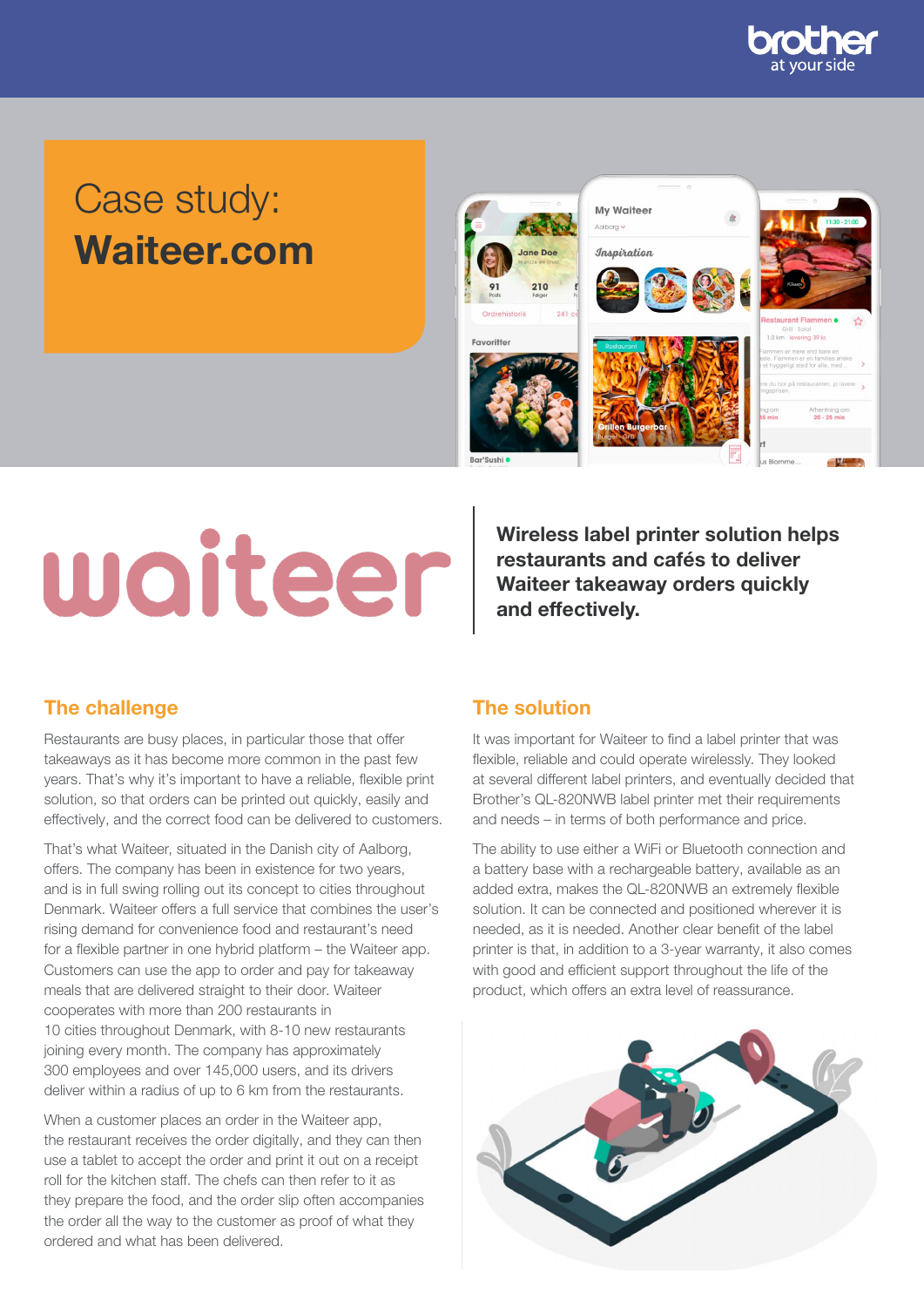# Case study: **Waiteer.com**

**Wireless label printer solution helps restaurants and cafés to deliver Waiteer takeaway orders quickly and effectively.**

## The challenge

Restaurants are busy places, in particular those that offer takeaways as it has become more common in the past few years. That's why it's important to have a reliable, flexible print solution, so that orders can be printed out quickly, easily and effectively, and the correct food can be delivered to customers.

That's what Waiteer, situated in the Danish city of Aalborg, offers. The company has been in existence for two years, and is in full swing rolling out its concept to cities throughout Denmark. Waiteer offers a full service that combines the user's rising demand for convenience food and restaurant's need for a flexible partner in one hybrid platform – the Waiteer app. Customers can use the app to order and pay for takeaway meals that are delivered straight to their door. Waiteer cooperates with more than 200 restaurants in 10 cities throughout Denmark, with 8-10 new restaurants joining every month. The company has approximately 300 employees and over 145,000 users, and its drivers deliver within a radius of up to 6 km from the restaurants.

When a customer places an order in the Waiteer app, the restaurant receives the order digitally, and they can then use a tablet to accept the order and print it out on a receipt roll for the kitchen staff. The chefs can then refer to it as they prepare the food, and the order slip often accompanies the order all the way to the customer as proof of what they ordered and what has been delivered.

## The solution

It was important for Waiteer to find a label printer that was flexible, reliable and could operate wirelessly. They looked at several different label printers, and eventually decided that Brother's QL-820NWB label printer met their requirements and needs – in terms of both performance and price.

The ability to use either a WiFi or Bluetooth connection and a battery base with a rechargeable battery, available as an added extra, makes the QL-820NWB an extremely flexible solution. It can be connected and positioned wherever it is needed, as it is needed. Another clear benefit of the label printer is that, in addition to a 3-year warranty, it also comes with good and efficient support throughout the life of the product, which offers an extra level of reassurance.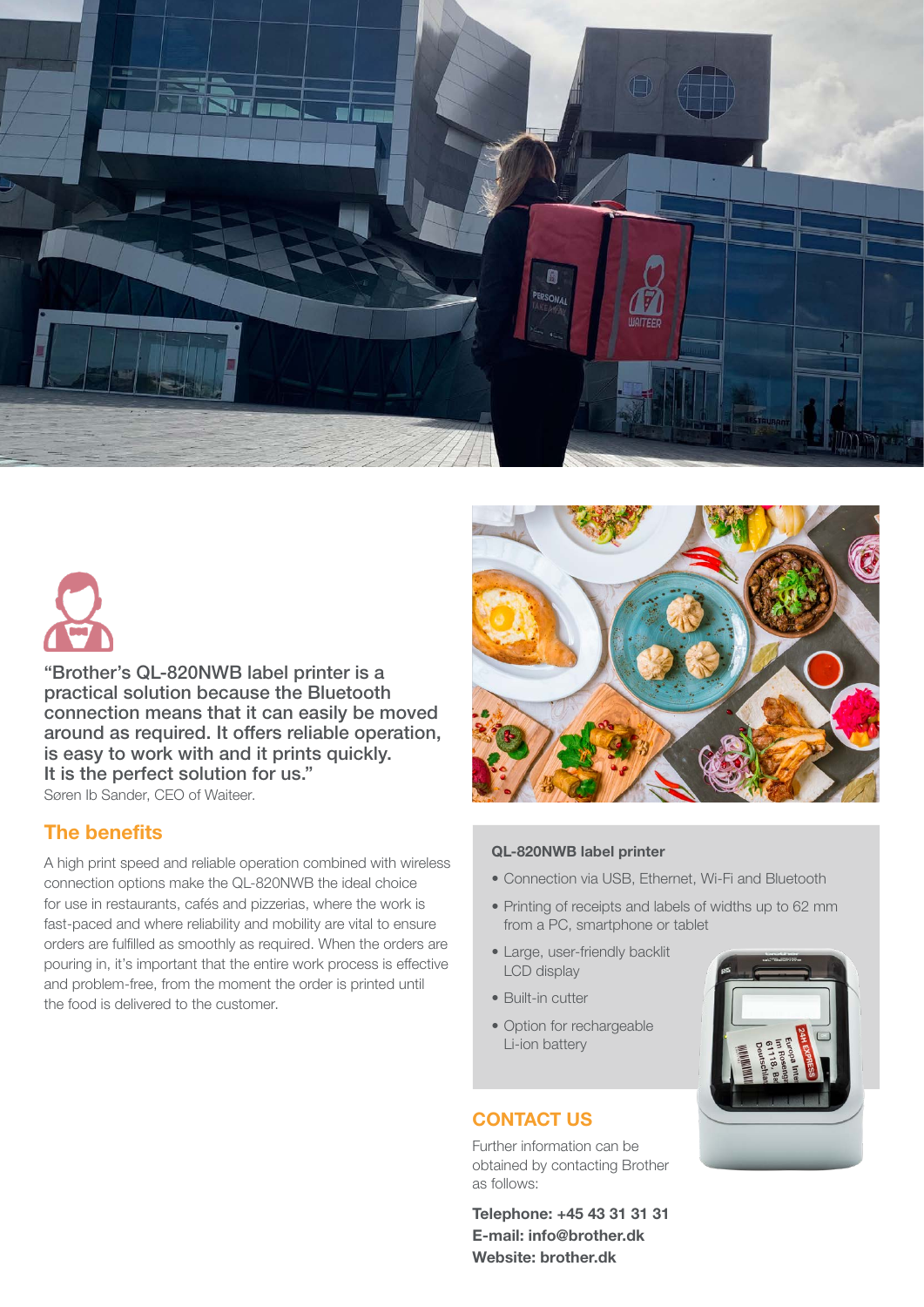"Brother's QL-820NWB label printer is a practical solution because the Bluetooth connection means that it can easily be moved around as required. It offers reliable operation, is easy to work with and it prints quickly. It is the perfect solution for us."
Søren Ib Sander, CEO of Waiteer.

## The benefits

A high print speed and reliable operation combined with wireless connection options make the QL-820NWB the ideal choice for use in restaurants, cafés and pizzerias, where the work is fast-paced and where reliability and mobility are vital to ensure orders are fulfilled as smoothly as required. When the orders are pouring in, it's important that the entire work process is effective and problem-free, from the moment the order is printed until the food is delivered to the customer.

### QL-820NWB label printer

- Connection via USB, Ethernet, Wi-Fi and Bluetooth
- Printing of receipts and labels of widths up to 62 mm from a PC, smartphone or tablet
- Large, user-friendly backlit LCD display
- Built-in cutter
- Option for rechargeable Li-ion battery

## CONTACT US

Further information can be obtained by contacting Brother as follows:

**Telephone: +45 43 31 31 31**
**E-mail: info@brother.dk**
**Website: brother.dk**